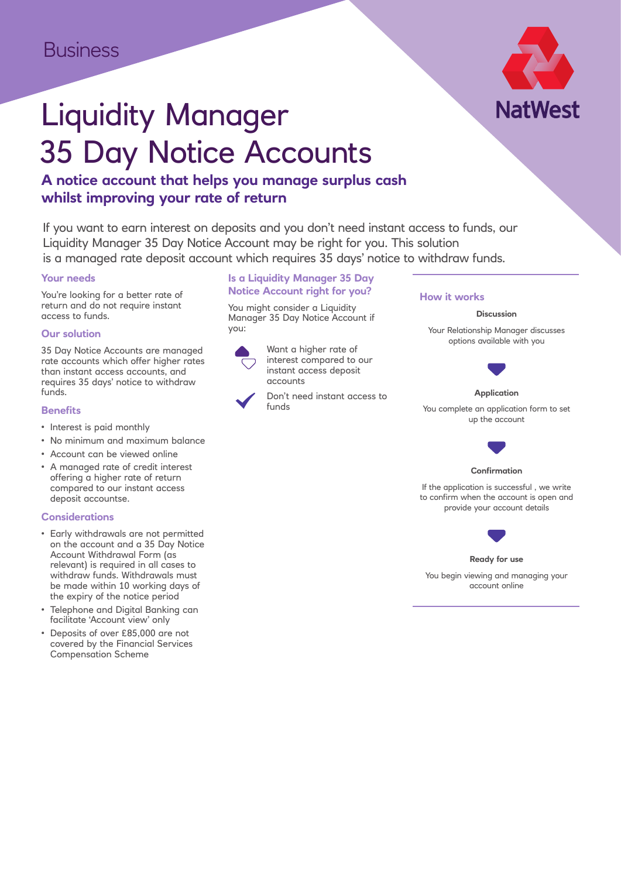Business

# Liquidity Manager 35 Day Notice Accounts

## A notice account that helps you manage surplus cash whilst improving your rate of return

If you want to earn interest on deposits and you don't need instant access to funds, our Liquidity Manager 35 Day Notice Account may be right for you. This solution is a managed rate deposit account which requires 35 days' notice to withdraw funds.

### Your needs

You're looking for a better rate of return and do not require instant access to funds.

### Our solution

35 Day Notice Accounts are managed rate accounts which offer higher rates than instant access accounts, and requires 35 days' notice to withdraw funds.

### Benefits

- Interest is paid monthly
- No minimum and maximum balance
- Account can be viewed online
- A managed rate of credit interest offering a higher rate of return compared to our instant access deposit accountse.

### Considerations

- Early withdrawals are not permitted on the account and a 35 Day Notice Account Withdrawal Form (as relevant) is required in all cases to withdraw funds. Withdrawals must be made within 10 working days of the expiry of the notice period
- Telephone and Digital Banking can facilitate 'Account view' only
- Deposits of over £85,000 are not covered by the Financial Services Compensation Scheme

### Is a Liquidity Manager 35 Day Notice Account right for you?

You might consider a Liquidity Manager 35 Day Notice Account if you:

- Want a higher rate of interest compared to our instant access deposit accounts
- Don't need instant access to funds

### How it works

**Discussion**

Your Relationship Manager discusses options available with you

**Application**

You complete an application form to set up the account

**Confirmation**

If the application is successful , we write to confirm when the account is open and provide your account details

**Ready for use**

You begin viewing and managing your account online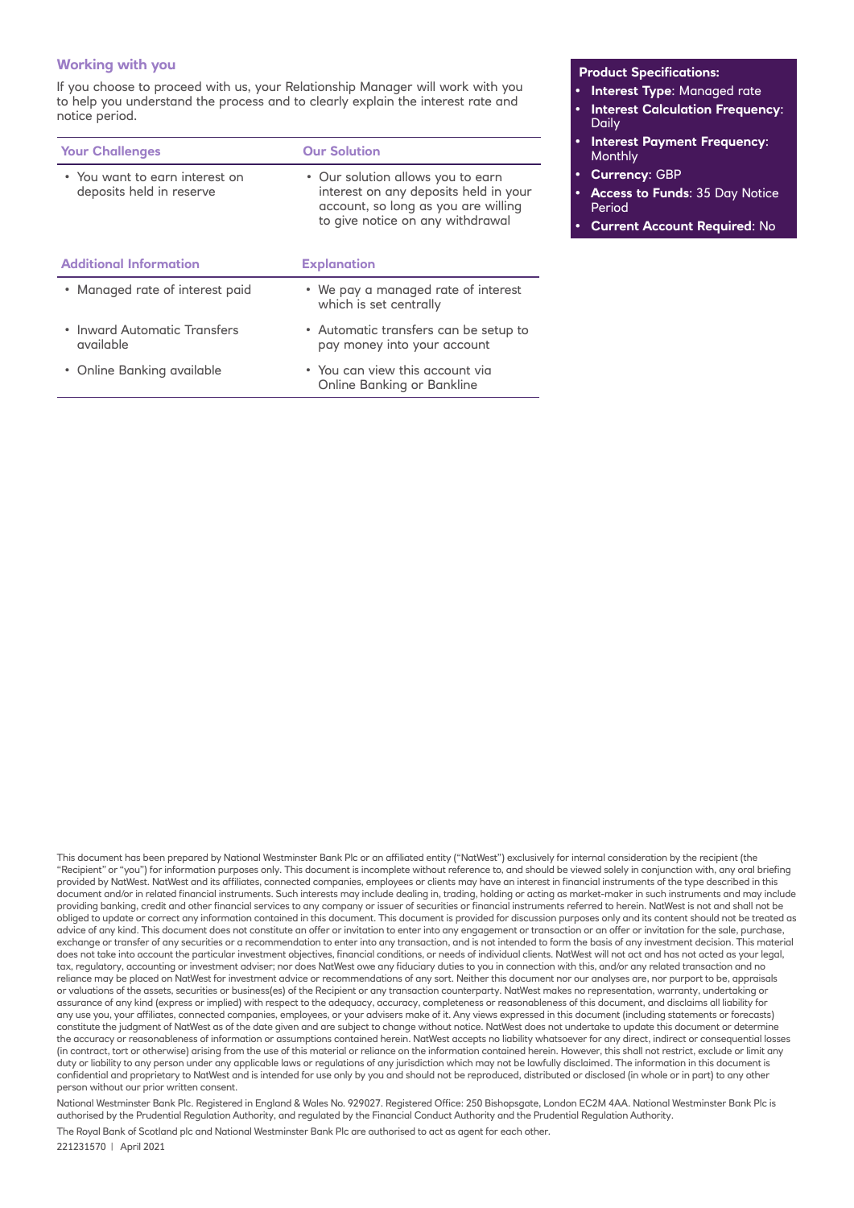## Working with you

If you choose to proceed with us, your Relationship Manager will work with you to help you understand the process and to clearly explain the interest rate and notice period.

| Your Challenges | Our Solution |
|---|---|
| • You want to earn interest on deposits held in reserve | • Our solution allows you to earn interest on any deposits held in your account, so long as you are willing to give notice on any withdrawal |

| Additional Information | Explanation |
|---|---|
| • Managed rate of interest paid | • We pay a managed rate of interest which is set centrally |
| • Inward Automatic Transfers available | • Automatic transfers can be setup to pay money into your account |
| • Online Banking available | • You can view this account via Online Banking or Bankline |

**Product Specifications:**

- **Interest Type**: Managed rate
- **Interest Calculation Frequency**: Daily
- **Interest Payment Frequency**: Monthly
- **Currency**: GBP
- **Access to Funds**: 35 Day Notice Period
- **Current Account Required**: No

This document has been prepared by National Westminster Bank Plc or an affiliated entity ("NatWest") exclusively for internal consideration by the recipient (the "Recipient" or "you") for information purposes only. This document is incomplete without reference to, and should be viewed solely in conjunction with, any oral briefing provided by NatWest. NatWest and its affiliates, connected companies, employees or clients may have an interest in financial instruments of the type described in this document and/or in related financial instruments. Such interests may include dealing in, trading, holding or acting as market-maker in such instruments and may include providing banking, credit and other financial services to any company or issuer of securities or financial instruments referred to herein. NatWest is not and shall not be obliged to update or correct any information contained in this document. This document is provided for discussion purposes only and its content should not be treated as advice of any kind. This document does not constitute an offer or invitation to enter into any engagement or transaction or an offer or invitation for the sale, purchase, exchange or transfer of any securities or a recommendation to enter into any transaction, and is not intended to form the basis of any investment decision. This material does not take into account the particular investment objectives, financial conditions, or needs of individual clients. NatWest will not act and has not acted as your legal, tax, regulatory, accounting or investment adviser; nor does NatWest owe any fiduciary duties to you in connection with this, and/or any related transaction and no reliance may be placed on NatWest for investment advice or recommendations of any sort. Neither this document nor our analyses are, nor purport to be, appraisals or valuations of the assets, securities or business(es) of the Recipient or any transaction counterparty. NatWest makes no representation, warranty, undertaking or assurance of any kind (express or implied) with respect to the adequacy, accuracy, completeness or reasonableness of this document, and disclaims all liability for any use you, your affiliates, connected companies, employees, or your advisers make of it. Any views expressed in this document (including statements or forecasts) constitute the judgment of NatWest as of the date given and are subject to change without notice. NatWest does not undertake to update this document or determine the accuracy or reasonableness of information or assumptions contained herein. NatWest accepts no liability whatsoever for any direct, indirect or consequential losses (in contract, tort or otherwise) arising from the use of this material or reliance on the information contained herein. However, this shall not restrict, exclude or limit any duty or liability to any person under any applicable laws or regulations of any jurisdiction which may not be lawfully disclaimed. The information in this document is confidential and proprietary to NatWest and is intended for use only by you and should not be reproduced, distributed or disclosed (in whole or in part) to any other person without our prior written consent.

National Westminster Bank Plc. Registered in England & Wales No. 929027. Registered Office: 250 Bishopsgate, London EC2M 4AA. National Westminster Bank Plc is authorised by the Prudential Regulation Authority, and regulated by the Financial Conduct Authority and the Prudential Regulation Authority.

The Royal Bank of Scotland plc and National Westminster Bank Plc are authorised to act as agent for each other.

221231570 | April 2021